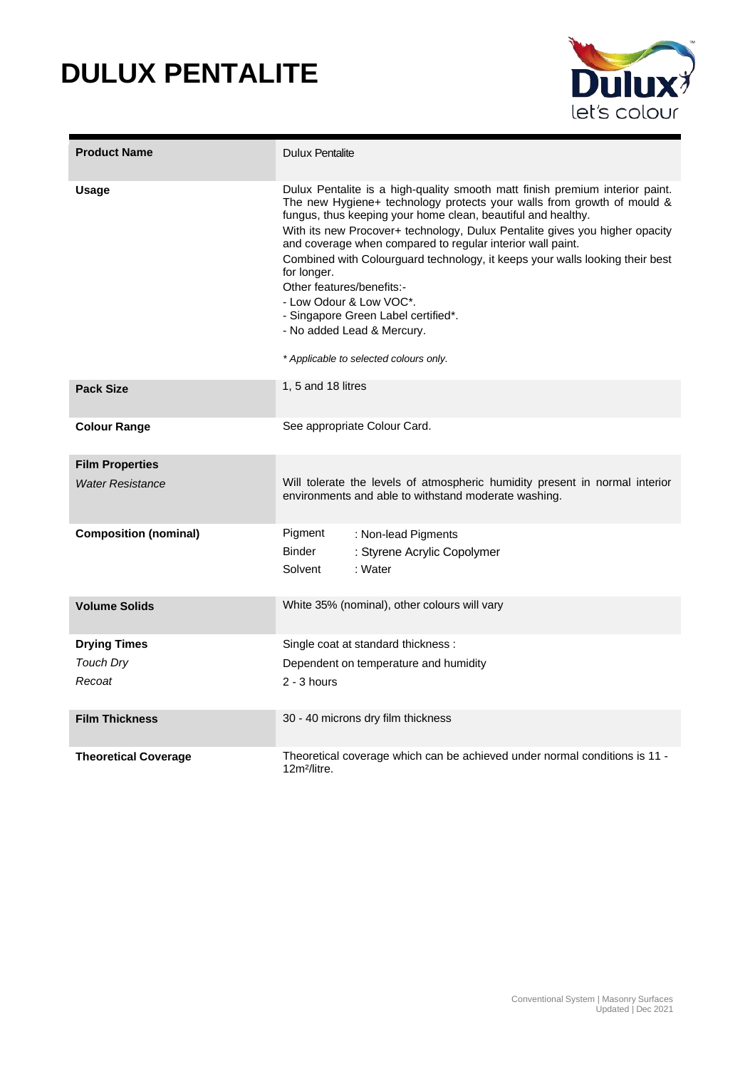# DULUX PENTALITE

| | |
|---|---|
| **Product Name** | Dulux Pentalite |
| **Usage** | Dulux Pentalite is a high-quality smooth matt finish premium interior paint. The new Hygiene+ technology protects your walls from growth of mould & fungus, thus keeping your home clean, beautiful and healthy.<br>With its new Procover+ technology, Dulux Pentalite gives you higher opacity and coverage when compared to regular interior wall paint.<br>Combined with Colourguard technology, it keeps your walls looking their best for longer.<br>Other features/benefits:-<br>- Low Odour & Low VOC*.<br>- Singapore Green Label certified*.<br>- No added Lead & Mercury.<br><br>*\* Applicable to selected colours only.* |
| **Pack Size** | 1, 5 and 18 litres |
| **Colour Range** | See appropriate Colour Card. |
| **Film Properties**<br>*Water Resistance* | Will tolerate the levels of atmospheric humidity present in normal interior environments and able to withstand moderate washing. |
| **Composition (nominal)** | Pigment : Non-lead Pigments<br>Binder : Styrene Acrylic Copolymer<br>Solvent : Water |
| **Volume Solids** | White 35% (nominal), other colours will vary |
| **Drying Times**<br>*Touch Dry*<br>*Recoat* | Single coat at standard thickness :<br>Dependent on temperature and humidity<br>2 - 3 hours |
| **Film Thickness** | 30 - 40 microns dry film thickness |
| **Theoretical Coverage** | Theoretical coverage which can be achieved under normal conditions is 11 - 12m²/litre. |

Conventional System | Masonry Surfaces
Updated | Dec 2021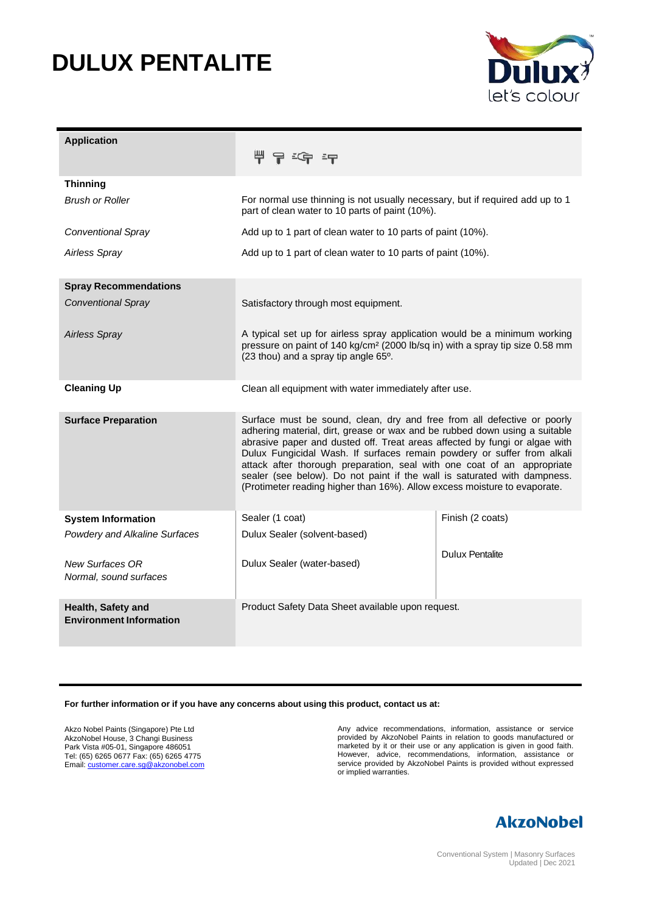# DULUX PENTALITE

| | | |
|---|---|---|
| **Application** | | |
| **Thinning** | | |
| *Brush or Roller* | For normal use thinning is not usually necessary, but if required add up to 1 part of clean water to 10 parts of paint (10%). | |
| *Conventional Spray* | Add up to 1 part of clean water to 10 parts of paint (10%). | |
| *Airless Spray* | Add up to 1 part of clean water to 10 parts of paint (10%). | |
| **Spray Recommendations** | | |
| *Conventional Spray* | Satisfactory through most equipment. | |
| *Airless Spray* | A typical set up for airless spray application would be a minimum working pressure on paint of 140 kg/cm² (2000 lb/sq in) with a spray tip size 0.58 mm (23 thou) and a spray tip angle 65º. | |
| **Cleaning Up** | Clean all equipment with water immediately after use. | |
| **Surface Preparation** | Surface must be sound, clean, dry and free from all defective or poorly adhering material, dirt, grease or wax and be rubbed down using a suitable abrasive paper and dusted off. Treat areas affected by fungi or algae with Dulux Fungicidal Wash. If surfaces remain powdery or suffer from alkali attack after thorough preparation, seal with one coat of an appropriate sealer (see below). Do not paint if the wall is saturated with dampness. (Protimeter reading higher than 16%). Allow excess moisture to evaporate. | |
| **System Information** | Sealer (1 coat) | Finish (2 coats) |
| *Powdery and Alkaline Surfaces* | Dulux Sealer (solvent-based) | Dulux Pentalite |
| *New Surfaces OR Normal, sound surfaces* | Dulux Sealer (water-based) | |
| **Health, Safety and Environment Information** | Product Safety Data Sheet available upon request. | |

**For further information or if you have any concerns about using this product, contact us at:**

Akzo Nobel Paints (Singapore) Pte Ltd
AkzoNobel House, 3 Changi Business Park Vista #05-01, Singapore 486051
Tel: (65) 6265 0677 Fax: (65) 6265 4775
Email: customer.care.sg@akzonobel.com

Any advice recommendations, information, assistance or service provided by AkzoNobel Paints in relation to goods manufactured or marketed by it or their use or any application is given in good faith. However, advice, recommendations, information, assistance or service provided by AkzoNobel Paints is provided without expressed or implied warranties.

Conventional System | Masonry Surfaces
Updated | Dec 2021